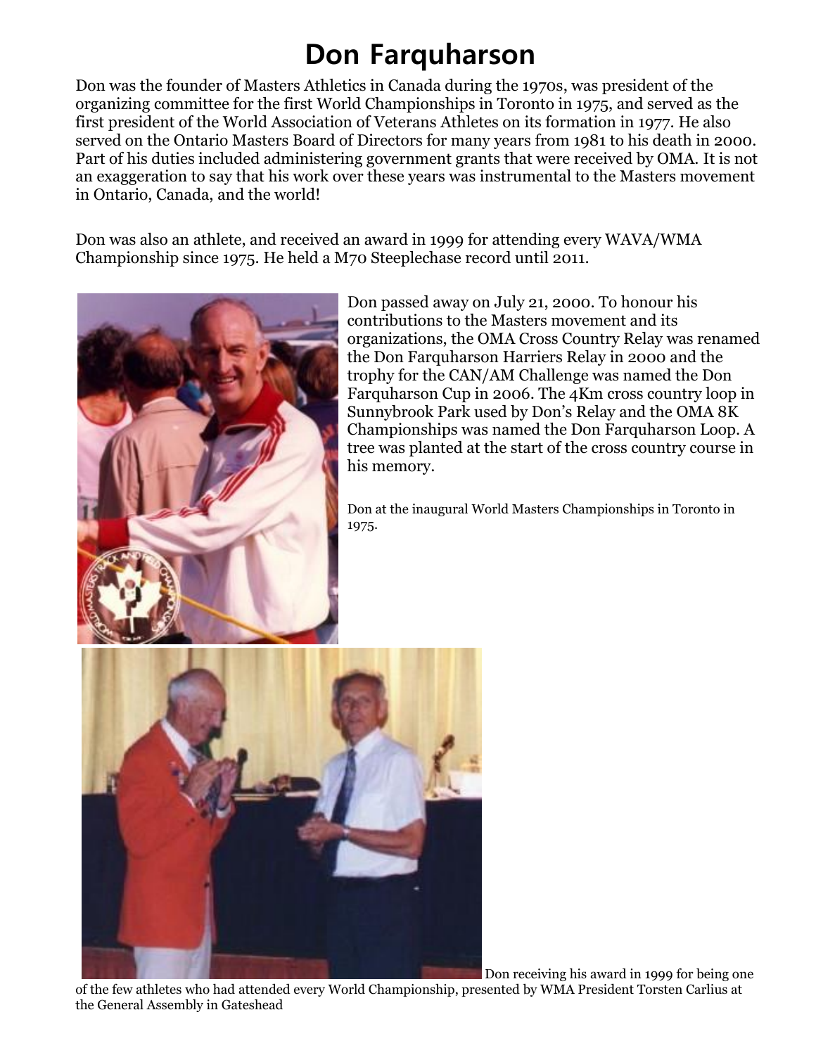# Don Farquharson

Don was the founder of Masters Athletics in Canada during the 1970s, was president of the organizing committee for the first World Championships in Toronto in 1975, and served as the first president of the World Association of Veterans Athletes on its formation in 1977. He also served on the Ontario Masters Board of Directors for many years from 1981 to his death in 2000. Part of his duties included administering government grants that were received by OMA. It is not an exaggeration to say that his work over these years was instrumental to the Masters movement in Ontario, Canada, and the world!

Don was also an athlete, and received an award in 1999 for attending every WAVA/WMA Championship since 1975. He held a M70 Steeplechase record until 2011.

Don passed away on July 21, 2000. To honour his contributions to the Masters movement and its organizations, the OMA Cross Country Relay was renamed the Don Farquharson Harriers Relay in 2000 and the trophy for the CAN/AM Challenge was named the Don Farquharson Cup in 2006. The 4Km cross country loop in Sunnybrook Park used by Don's Relay and the OMA 8K Championships was named the Don Farquharson Loop. A tree was planted at the start of the cross country course in his memory.

Don at the inaugural World Masters Championships in Toronto in 1975.

Don receiving his award in 1999 for being one of the few athletes who had attended every World Championship, presented by WMA President Torsten Carlius at the General Assembly in Gateshead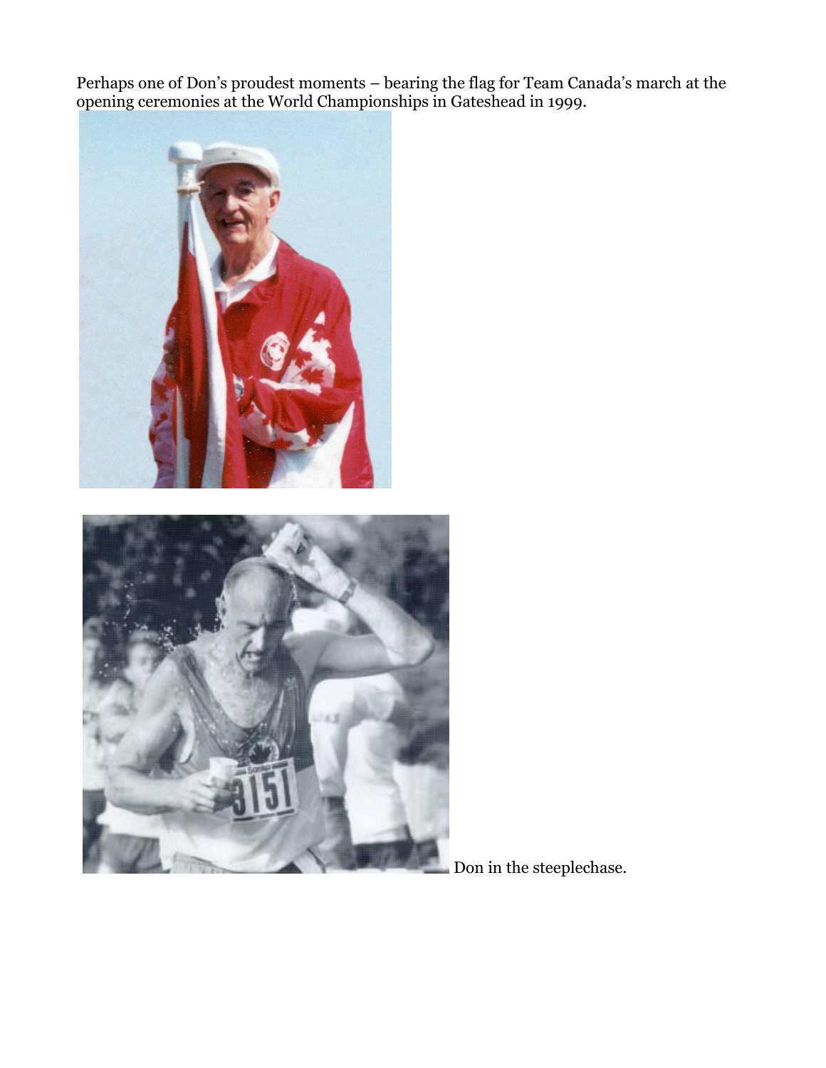Perhaps one of Don's proudest moments – bearing the flag for Team Canada's march at the opening ceremonies at the World Championships in Gateshead in 1999.

Don in the steeplechase.